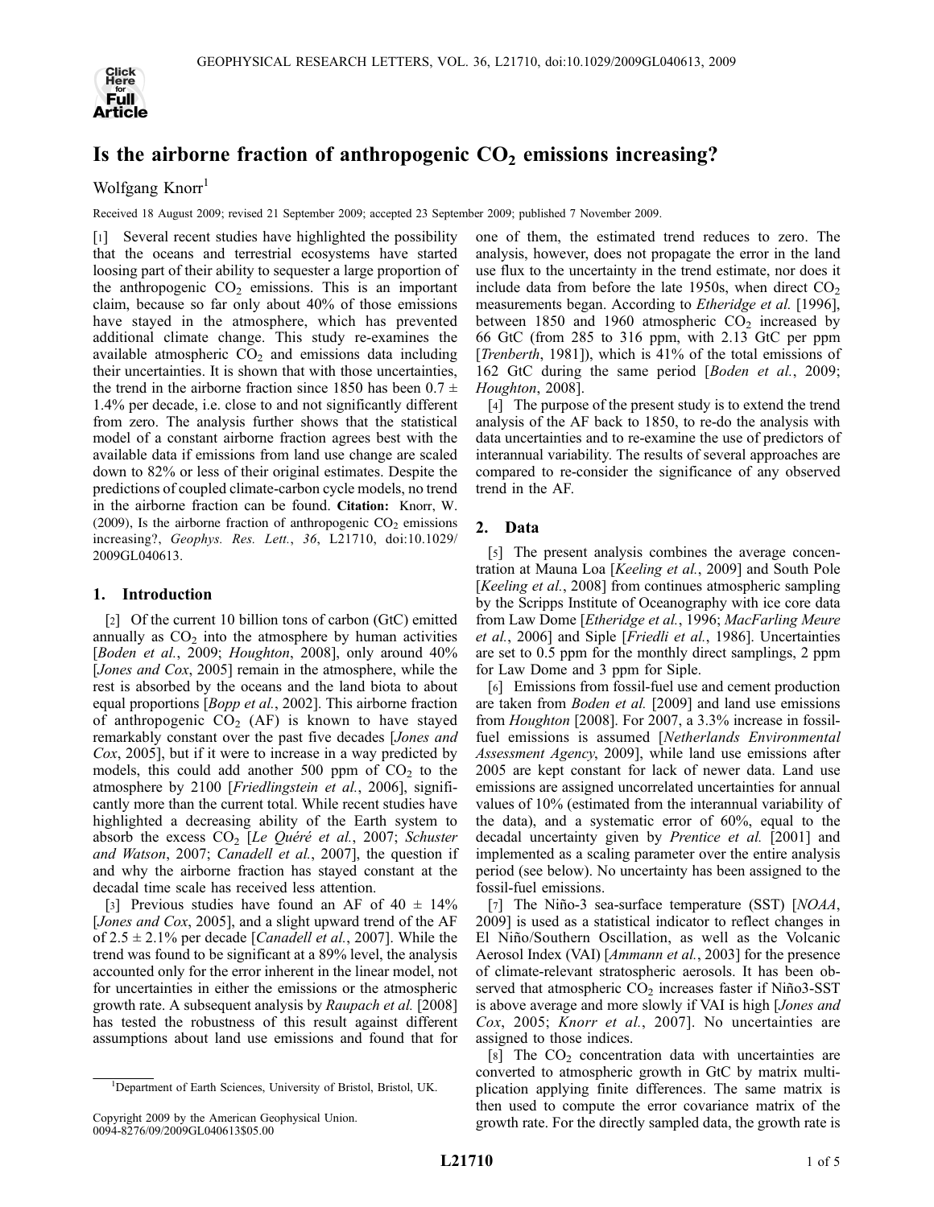# Is the airborne fraction of anthropogenic $CO_2$ emissions increasing?

Wolfgang Knorr[1]

Received 18 August 2009; revised 21 September 2009; accepted 23 September 2009; published 7 November 2009.

[1] Several recent studies have highlighted the possibility that the oceans and terrestrial ecosystems have started loosing part of their ability to sequester a large proportion of the anthropogenic $CO_2$ emissions. This is an important claim, because so far only about 40% of those emissions have stayed in the atmosphere, which has prevented additional climate change. This study re-examines the available atmospheric $CO_2$ and emissions data including their uncertainties. It is shown that with those uncertainties, the trend in the airborne fraction since 1850 has been $0.7 \pm 1.4\%$ per decade, i.e. close to and not significantly different from zero. The analysis further shows that the statistical model of a constant airborne fraction agrees best with the available data if emissions from land use change are scaled down to 82% or less of their original estimates. Despite the predictions of coupled climate-carbon cycle models, no trend in the airborne fraction can be found. **Citation:** Knorr, W. (2009), Is the airborne fraction of anthropogenic $CO_2$ emissions increasing?, *Geophys. Res. Lett.*, *36*, L21710, doi:10.1029/2009GL040613.

## 1. Introduction

[2] Of the current 10 billion tons of carbon (GtC) emitted annually as $CO_2$ into the atmosphere by human activities [*Boden et al.*, 2009; *Houghton*, 2008], only around 40% [*Jones and Cox*, 2005] remain in the atmosphere, while the rest is absorbed by the oceans and the land biota to about equal proportions [*Bopp et al.*, 2002]. This airborne fraction of anthropogenic $CO_2$ (AF) is known to have stayed remarkably constant over the past five decades [*Jones and Cox*, 2005], but if it were to increase in a way predicted by models, this could add another 500 ppm of $CO_2$ to the atmosphere by 2100 [*Friedlingstein et al.*, 2006], significantly more than the current total. While recent studies have highlighted a decreasing ability of the Earth system to absorb the excess $CO_2$ [*Le Quéré et al.*, 2007; *Schuster and Watson*, 2007; *Canadell et al.*, 2007], the question if and why the airborne fraction has stayed constant at the decadal time scale has received less attention.

[3] Previous studies have found an AF of $40 \pm 14\%$ [*Jones and Cox*, 2005], and a slight upward trend of the AF of $2.5 \pm 2.1\%$ per decade [*Canadell et al.*, 2007]. While the trend was found to be significant at a 89% level, the analysis accounted only for the error inherent in the linear model, not for uncertainties in either the emissions or the atmospheric growth rate. A subsequent analysis by *Raupach et al.* [2008] has tested the robustness of this result against different assumptions about land use emissions and found that for one of them, the estimated trend reduces to zero. The analysis, however, does not propagate the error in the land use flux to the uncertainty in the trend estimate, nor does it include data from before the late 1950s, when direct $CO_2$ measurements began. According to *Etheridge et al.* [1996], between 1850 and 1960 atmospheric $CO_2$ increased by 66 GtC (from 285 to 316 ppm, with 2.13 GtC per ppm [*Trenberth*, 1981]), which is 41% of the total emissions of 162 GtC during the same period [*Boden et al.*, 2009; *Houghton*, 2008].

[4] The purpose of the present study is to extend the trend analysis of the AF back to 1850, to re-do the analysis with data uncertainties and to re-examine the use of predictors of interannual variability. The results of several approaches are compared to re-consider the significance of any observed trend in the AF.

## 2. Data

[5] The present analysis combines the average concentration at Mauna Loa [*Keeling et al.*, 2009] and South Pole [*Keeling et al.*, 2008] from continues atmospheric sampling by the Scripps Institute of Oceanography with ice core data from Law Dome [*Etheridge et al.*, 1996; *MacFarling Meure et al.*, 2006] and Siple [*Friedli et al.*, 1986]. Uncertainties are set to 0.5 ppm for the monthly direct samplings, 2 ppm for Law Dome and 3 ppm for Siple.

[6] Emissions from fossil-fuel use and cement production are taken from *Boden et al.* [2009] and land use emissions from *Houghton* [2008]. For 2007, a 3.3% increase in fossil-fuel emissions is assumed [*Netherlands Environmental Assessment Agency*, 2009], while land use emissions after 2005 are kept constant for lack of newer data. Land use emissions are assigned uncorrelated uncertainties for annual values of 10% (estimated from the interannual variability of the data), and a systematic error of 60%, equal to the decadal uncertainty given by *Prentice et al.* [2001] and implemented as a scaling parameter over the entire analysis period (see below). No uncertainty has been assigned to the fossil-fuel emissions.

[7] The Niño-3 sea-surface temperature (SST) [*NOAA*, 2009] is used as a statistical indicator to reflect changes in El Niño/Southern Oscillation, as well as the Volcanic Aerosol Index (VAI) [*Ammann et al.*, 2003] for the presence of climate-relevant stratospheric aerosols. It has been observed that atmospheric $CO_2$ increases faster if Niño3-SST is above average and more slowly if VAI is high [*Jones and Cox*, 2005; *Knorr et al.*, 2007]. No uncertainties are assigned to those indices.

[8] The $CO_2$ concentration data with uncertainties are converted to atmospheric growth in GtC by matrix multiplication applying finite differences. The same matrix is then used to compute the error covariance matrix of the growth rate. For the directly sampled data, the growth rate is

[1]Department of Earth Sciences, University of Bristol, Bristol, UK.

Copyright 2009 by the American Geophysical Union.
0094-8276/09/2009GL040613$05.00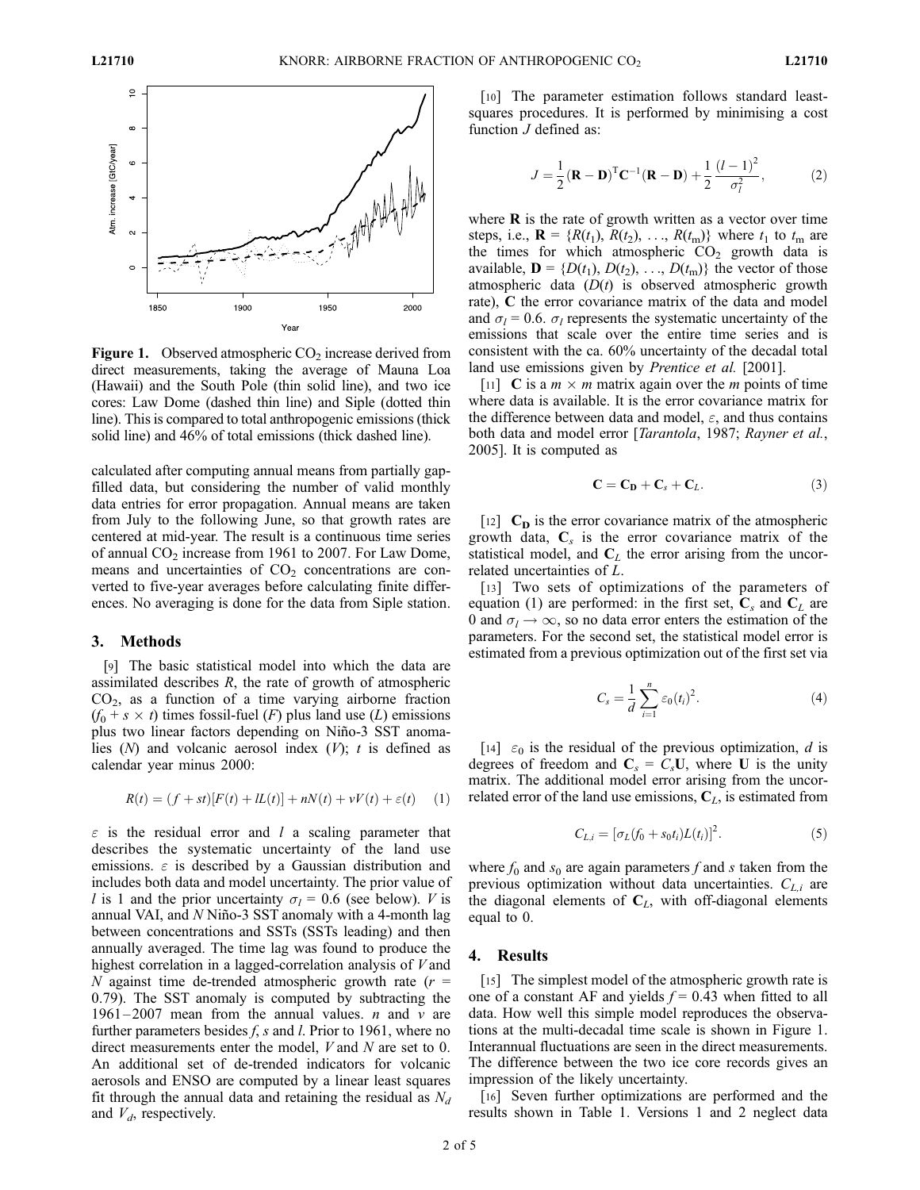**Figure 1.** Observed atmospheric $CO_2$ increase derived from direct measurements, taking the average of Mauna Loa (Hawaii) and the South Pole (thin solid line), and two ice cores: Law Dome (dashed thin line) and Siple (dotted thin line). This is compared to total anthropogenic emissions (thick solid line) and 46% of total emissions (thick dashed line).

calculated after computing annual means from partially gap-filled data, but considering the number of valid monthly data entries for error propagation. Annual means are taken from July to the following June, so that growth rates are centered at mid-year. The result is a continuous time series of annual $CO_2$ increase from 1961 to 2007. For Law Dome, means and uncertainties of $CO_2$ concentrations are converted to five-year averages before calculating finite differences. No averaging is done for the data from Siple station.

## 3. Methods

[9] The basic statistical model into which the data are assimilated describes $R$, the rate of growth of atmospheric $CO_2$, as a function of a time varying airborne fraction ($f_0 + s \times t$) times fossil-fuel ($F$) plus land use ($L$) emissions plus two linear factors depending on Niño-3 SST anomalies ($N$) and volcanic aerosol index ($V$); $t$ is defined as calendar year minus 2000:

$$R(t) = (f + st)[F(t) + lL(t)] + nN(t) + vV(t) + \varepsilon(t) \quad (1)$$

$\varepsilon$ is the residual error and $l$ a scaling parameter that describes the systematic uncertainty of the land use emissions. $\varepsilon$ is described by a Gaussian distribution and includes both data and model uncertainty. The prior value of $l$ is 1 and the prior uncertainty $\sigma_l = 0.6$ (see below). $V$ is annual VAI, and $N$ Niño-3 SST anomaly with a 4-month lag between concentrations and SSTs (SSTs leading) and then annually averaged. The time lag was found to produce the highest correlation in a lagged-correlation analysis of $V$ and $N$ against time de-trended atmospheric growth rate ($r = 0.79$). The SST anomaly is computed by subtracting the 1961–2007 mean from the annual values. $n$ and $v$ are further parameters besides $f$, $s$ and $l$. Prior to 1961, where no direct measurements enter the model, $V$ and $N$ are set to 0. An additional set of de-trended indicators for volcanic aerosols and ENSO are computed by a linear least squares fit through the annual data and retaining the residual as $N_d$ and $V_d$, respectively.

[10] The parameter estimation follows standard least-squares procedures. It is performed by minimising a cost function $J$ defined as:

$$J = \frac{1}{2}(\mathbf{R} - \mathbf{D})^{\mathrm{T}}\mathbf{C}^{-1}(\mathbf{R} - \mathbf{D}) + \frac{1}{2}\frac{(l-1)^2}{\sigma_l^2}, \quad (2)$$

where $\mathbf{R}$ is the rate of growth written as a vector over time steps, i.e., $\mathbf{R} = \{R(t_1), R(t_2), \ldots, R(t_m)\}$ where $t_1$ to $t_m$ are the times for which atmospheric $CO_2$ growth data is available, $\mathbf{D} = \{D(t_1), D(t_2), \ldots, D(t_m)\}$ the vector of those atmospheric data ($D(t)$ is observed atmospheric growth rate), $\mathbf{C}$ the error covariance matrix of the data and model and $\sigma_l = 0.6$. $\sigma_l$ represents the systematic uncertainty of the emissions that scale over the entire time series and is consistent with the ca. 60% uncertainty of the decadal total land use emissions given by *Prentice et al.* [2001].

[11] $\mathbf{C}$ is a $m \times m$ matrix again over the $m$ points of time where data is available. It is the error covariance matrix for the difference between data and model, $\varepsilon$, and thus contains both data and model error [*Tarantola*, 1987; *Rayner et al.*, 2005]. It is computed as

$$\mathbf{C} = \mathbf{C_D} + \mathbf{C}_s + \mathbf{C}_L. \quad (3)$$

[12] $\mathbf{C_D}$ is the error covariance matrix of the atmospheric growth data, $\mathbf{C}_s$ is the error covariance matrix of the statistical model, and $\mathbf{C}_L$ the error arising from the uncorrelated uncertainties of $L$.

[13] Two sets of optimizations of the parameters of equation (1) are performed: in the first set, $\mathbf{C}_s$ and $\mathbf{C}_L$ are 0 and $\sigma_l \rightarrow \infty$, so no data error enters the estimation of the parameters. For the second set, the statistical model error is estimated from a previous optimization out of the first set via

$$C_s = \frac{1}{d}\sum_{i=1}^{n} \varepsilon_0(t_i)^2. \quad (4)$$

[14] $\varepsilon_0$ is the residual of the previous optimization, $d$ is degrees of freedom and $\mathbf{C}_s = C_s\mathbf{U}$, where $\mathbf{U}$ is the unity matrix. The additional model error arising from the uncorrelated error of the land use emissions, $\mathbf{C}_L$, is estimated from

$$C_{L,i} = [\sigma_L(f_0 + s_0 t_i)L(t_i)]^2. \quad (5)$$

where $f_0$ and $s_0$ are again parameters $f$ and $s$ taken from the previous optimization without data uncertainties. $C_{L,i}$ are the diagonal elements of $\mathbf{C}_L$, with off-diagonal elements equal to 0.

## 4. Results

[15] The simplest model of the atmospheric growth rate is one of a constant AF and yields $f = 0.43$ when fitted to all data. How well this simple model reproduces the observations at the multi-decadal time scale is shown in Figure 1. Interannual fluctuations are seen in the direct measurements. The difference between the two ice core records gives an impression of the likely uncertainty.

[16] Seven further optimizations are performed and the results shown in Table 1. Versions 1 and 2 neglect data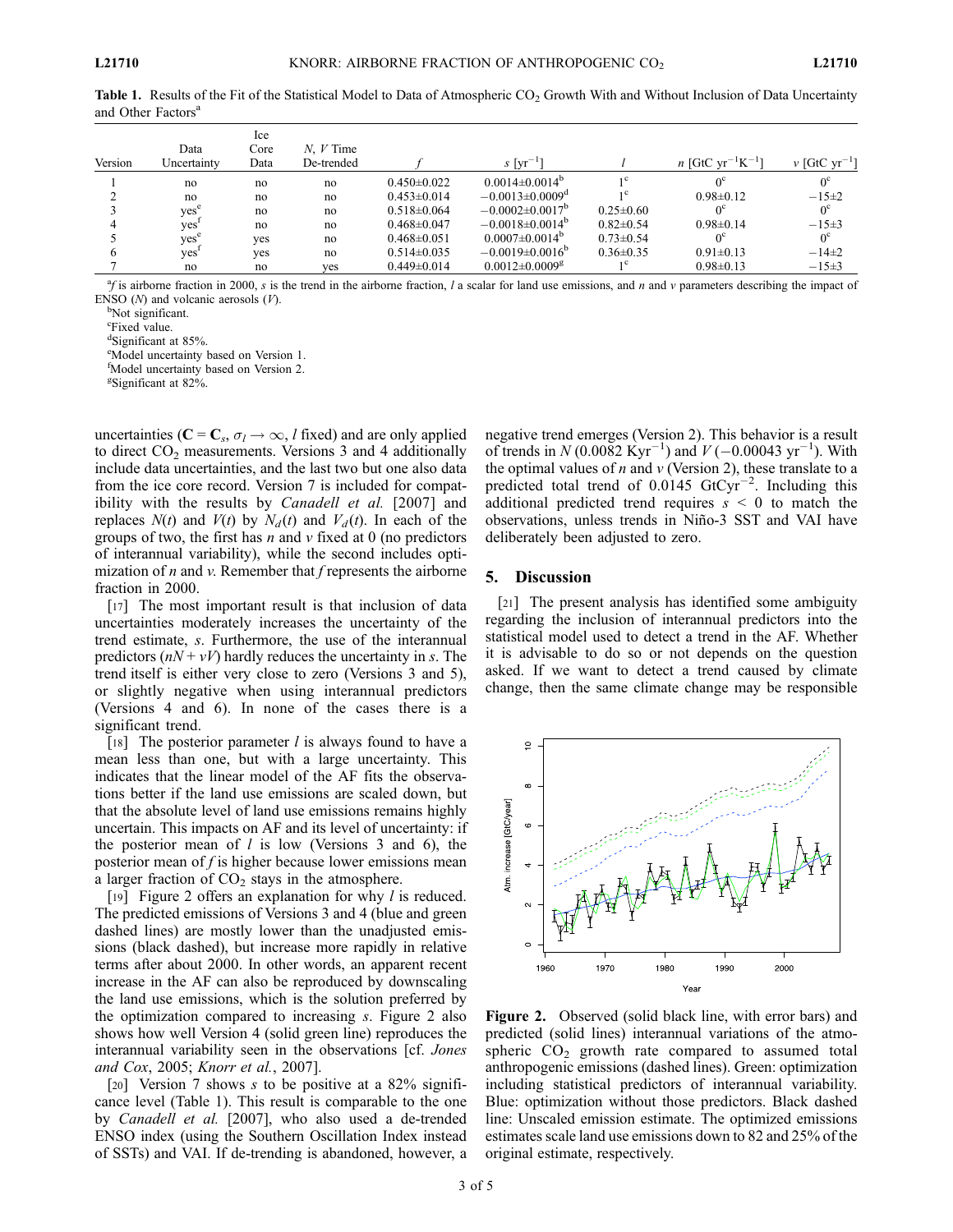**Table 1.** Results of the Fit of the Statistical Model to Data of Atmospheric $CO_2$ Growth With and Without Inclusion of Data Uncertainty and Other Factors[a]

| Version | Data Uncertainty | Ice Core Data | $N$, $V$ Time De-trended | $f$ | $s$ [$yr^{-1}$] | $l$ | $n$ [GtC $yr^{-1}K^{-1}$] | $v$ [GtC $yr^{-1}$] |
|---|---|---|---|---|---|---|---|---|
| 1 | no | no | no | 0.450±0.022 | 0.0014±0.0014[b] | 1[c] | 0[c] | 0[c] |
| 2 | no | no | no | 0.453±0.014 | −0.0013±0.0009[d] | 1[c] | 0.98±0.12 | −15±2 |
| 3 | yes[e] | no | no | 0.518±0.064 | −0.0002±0.0017[b] | 0.25±0.60 | 0[c] | 0[c] |
| 4 | yes[f] | no | no | 0.468±0.047 | −0.0018±0.0014[b] | 0.82±0.54 | 0.98±0.14 | −15±3 |
| 5 | yes[e] | yes | no | 0.468±0.051 | 0.0007±0.0014[b] | 0.73±0.54 | 0[c] | 0[c] |
| 6 | yes[f] | yes | no | 0.514±0.035 | −0.0019±0.0016[b] | 0.36±0.35 | 0.91±0.13 | −14±2 |
| 7 | no | no | yes | 0.449±0.014 | 0.0012±0.0009[g] | 1[c] | 0.98±0.13 | −15±3 |

[a] $f$ is airborne fraction in 2000, $s$ is the trend in the airborne fraction, $l$ a scalar for land use emissions, and $n$ and $v$ parameters describing the impact of ENSO ($N$) and volcanic aerosols ($V$).
[b] Not significant.
[c] Fixed value.
[d] Significant at 85%.
[e] Model uncertainty based on Version 1.
[f] Model uncertainty based on Version 2.
[g] Significant at 82%.

uncertainties ($\mathbf{C} = \mathbf{C}_s$, $\sigma_l \rightarrow \infty$, $l$ fixed) and are only applied to direct $CO_2$ measurements. Versions 3 and 4 additionally include data uncertainties, and the last two but one also data from the ice core record. Version 7 is included for compatibility with the results by *Canadell et al.* [2007] and replaces $N(t)$ and $V(t)$ by $N_d(t)$ and $V_d(t)$. In each of the groups of two, the first has $n$ and $v$ fixed at 0 (no predictors of interannual variability), while the second includes optimization of $n$ and $v$. Remember that $f$ represents the airborne fraction in 2000.

[17] The most important result is that inclusion of data uncertainties moderately increases the uncertainty of the trend estimate, $s$. Furthermore, the use of the interannual predictors ($nN + vV$) hardly reduces the uncertainty in $s$. The trend itself is either very close to zero (Versions 3 and 5), or slightly negative when using interannual predictors (Versions 4 and 6). In none of the cases there is a significant trend.

[18] The posterior parameter $l$ is always found to have a mean less than one, but with a large uncertainty. This indicates that the linear model of the AF fits the observations better if the land use emissions are scaled down, but that the absolute level of land use emissions remains highly uncertain. This impacts on AF and its level of uncertainty: if the posterior mean of $l$ is low (Versions 3 and 6), the posterior mean of $f$ is higher because lower emissions mean a larger fraction of $CO_2$ stays in the atmosphere.

[19] Figure 2 offers an explanation for why $l$ is reduced. The predicted emissions of Versions 3 and 4 (blue and green dashed lines) are mostly lower than the unadjusted emissions (black dashed), but increase more rapidly in relative terms after about 2000. In other words, an apparent recent increase in the AF can also be reproduced by downscaling the land use emissions, which is the solution preferred by the optimization compared to increasing $s$. Figure 2 also shows how well Version 4 (solid green line) reproduces the interannual variability seen in the observations [cf. *Jones and Cox*, 2005; *Knorr et al.*, 2007].

[20] Version 7 shows $s$ to be positive at a 82% significance level (Table 1). This result is comparable to the one by *Canadell et al.* [2007], who also used a de-trended ENSO index (using the Southern Oscillation Index instead of SSTs) and VAI. If de-trending is abandoned, however, a negative trend emerges (Version 2). This behavior is a result of trends in $N$ (0.0082 $Kyr^{-1}$) and $V$ ($-0.00043$ $yr^{-1}$). With the optimal values of $n$ and $v$ (Version 2), these translate to a predicted total trend of 0.0145 $GtCyr^{-2}$. Including this additional predicted trend requires $s < 0$ to match the observations, unless trends in Niño-3 SST and VAI have deliberately been adjusted to zero.

## 5. Discussion

[21] The present analysis has identified some ambiguity regarding the inclusion of interannual predictors into the statistical model used to detect a trend in the AF. Whether it is advisable to do so or not depends on the question asked. If we want to detect a trend caused by climate change, then the same climate change may be responsible

**Figure 2.** Observed (solid black line, with error bars) and predicted (solid lines) interannual variations of the atmospheric $CO_2$ growth rate compared to assumed total anthropogenic emissions (dashed lines). Green: optimization including statistical predictors of interannual variability. Blue: optimization without those predictors. Black dashed line: Unscaled emission estimate. The optimized emissions estimates scale land use emissions down to 82 and 25% of the original estimate, respectively.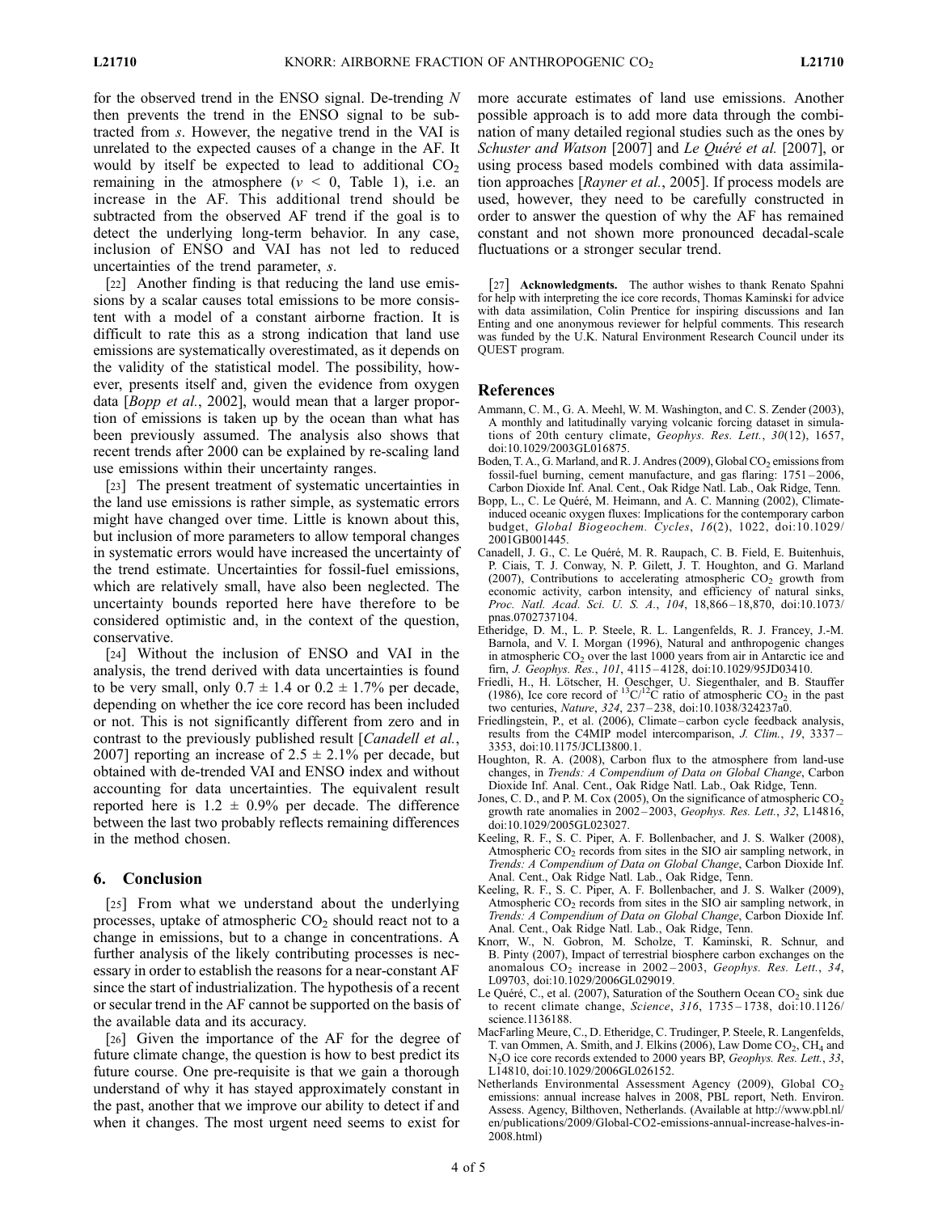for the observed trend in the ENSO signal. De-trending $N$ then prevents the trend in the ENSO signal to be subtracted from $s$. However, the negative trend in the VAI is unrelated to the expected causes of a change in the AF. It would by itself be expected to lead to additional $CO_2$ remaining in the atmosphere ($v < 0$, Table 1), i.e. an increase in the AF. This additional trend should be subtracted from the observed AF trend if the goal is to detect the underlying long-term behavior. In any case, inclusion of ENSO and VAI has not led to reduced uncertainties of the trend parameter, $s$.

[22] Another finding is that reducing the land use emissions by a scalar causes total emissions to be more consistent with a model of a constant airborne fraction. It is difficult to rate this as a strong indication that land use emissions are systematically overestimated, as it depends on the validity of the statistical model. The possibility, however, presents itself and, given the evidence from oxygen data [*Bopp et al.*, 2002], would mean that a larger proportion of emissions is taken up by the ocean than what has been previously assumed. The analysis also shows that recent trends after 2000 can be explained by re-scaling land use emissions within their uncertainty ranges.

[23] The present treatment of systematic uncertainties in the land use emissions is rather simple, as systematic errors might have changed over time. Little is known about this, but inclusion of more parameters to allow temporal changes in systematic errors would have increased the uncertainty of the trend estimate. Uncertainties for fossil-fuel emissions, which are relatively small, have also been neglected. The uncertainty bounds reported here have therefore to be considered optimistic and, in the context of the question, conservative.

[24] Without the inclusion of ENSO and VAI in the analysis, the trend derived with data uncertainties is found to be very small, only $0.7 \pm 1.4$ or $0.2 \pm 1.7$% per decade, depending on whether the ice core record has been included or not. This is not significantly different from zero and in contrast to the previously published result [*Canadell et al.*, 2007] reporting an increase of $2.5 \pm 2.1$% per decade, but obtained with de-trended VAI and ENSO index and without accounting for data uncertainties. The equivalent result reported here is $1.2 \pm 0.9$% per decade. The difference between the last two probably reflects remaining differences in the method chosen.

## 6. Conclusion

[25] From what we understand about the underlying processes, uptake of atmospheric $CO_2$ should react not to a change in emissions, but to a change in concentrations. A further analysis of the likely contributing processes is necessary in order to establish the reasons for a near-constant AF since the start of industrialization. The hypothesis of a recent or secular trend in the AF cannot be supported on the basis of the available data and its accuracy.

[26] Given the importance of the AF for the degree of future climate change, the question is how to best predict its future course. One pre-requisite is that we gain a thorough understand of why it has stayed approximately constant in the past, another that we improve our ability to detect if and when it changes. The most urgent need seems to exist for more accurate estimates of land use emissions. Another possible approach is to add more data through the combination of many detailed regional studies such as the ones by *Schuster and Watson* [2007] and *Le Quéré et al.* [2007], or using process based models combined with data assimilation approaches [*Rayner et al.*, 2005]. If process models are used, however, they need to be carefully constructed in order to answer the question of why the AF has remained constant and not shown more pronounced decadal-scale fluctuations or a stronger secular trend.

[27] **Acknowledgments.** The author wishes to thank Renato Spahni for help with interpreting the ice core records, Thomas Kaminski for advice with data assimilation, Colin Prentice for inspiring discussions and Ian Enting and one anonymous reviewer for helpful comments. This research was funded by the U.K. Natural Environment Research Council under its QUEST program.

## References

Ammann, C. M., G. A. Meehl, W. M. Washington, and C. S. Zender (2003), A monthly and latitudinally varying volcanic forcing dataset in simulations of 20th century climate, *Geophys. Res. Lett.*, *30*(12), 1657, doi:10.1029/2003GL016875.

Boden, T. A., G. Marland, and R. J. Andres (2009), Global $CO_2$ emissions from fossil-fuel burning, cement manufacture, and gas flaring: 1751–2006, Carbon Dioxide Inf. Anal. Cent., Oak Ridge Natl. Lab., Oak Ridge, Tenn.

Bopp, L., C. Le Quéré, M. Heimann, and A. C. Manning (2002), Climate-induced oceanic oxygen fluxes: Implications for the contemporary carbon budget, *Global Biogeochem. Cycles*, *16*(2), 1022, doi:10.1029/2001GB001445.

Canadell, J. G., C. Le Quéré, M. R. Raupach, C. B. Field, E. Buitenhuis, P. Ciais, T. J. Conway, N. P. Gilett, J. T. Houghton, and G. Marland (2007), Contributions to accelerating atmospheric $CO_2$ growth from economic activity, carbon intensity, and efficiency of natural sinks, *Proc. Natl. Acad. Sci. U. S. A.*, *104*, 18,866–18,870, doi:10.1073/pnas.0702737104.

Etheridge, D. M., L. P. Steele, R. L. Langenfelds, R. J. Francey, J.-M. Barnola, and V. I. Morgan (1996), Natural and anthropogenic changes in atmospheric $CO_2$ over the last 1000 years from air in Antarctic ice and firn, *J. Geophys. Res.*, *101*, 4115–4128, doi:10.1029/95JD03410.

Friedli, H., H. Lötscher, H. Oeschger, U. Siegenthaler, and B. Stauffer (1986), Ice core record of $^{13}C/^{12}C$ ratio of atmospheric $CO_2$ in the past two centuries, *Nature*, *324*, 237–238, doi:10.1038/324237a0.

Friedlingstein, P., et al. (2006), Climate–carbon cycle feedback analysis, results from the C4MIP model intercomparison, *J. Clim.*, *19*, 3337–3353, doi:10.1175/JCLI3800.1.

Houghton, R. A. (2008), Carbon flux to the atmosphere from land-use changes, in *Trends: A Compendium of Data on Global Change*, Carbon Dioxide Inf. Anal. Cent., Oak Ridge Natl. Lab., Oak Ridge, Tenn.

Jones, C. D., and P. M. Cox (2005), On the significance of atmospheric $CO_2$ growth rate anomalies in 2002–2003, *Geophys. Res. Lett.*, *32*, L14816, doi:10.1029/2005GL023027.

Keeling, R. F., S. C. Piper, A. F. Bollenbacher, and J. S. Walker (2008), Atmospheric $CO_2$ records from sites in the SIO air sampling network, in *Trends: A Compendium of Data on Global Change*, Carbon Dioxide Inf. Anal. Cent., Oak Ridge Natl. Lab., Oak Ridge, Tenn.

Keeling, R. F., S. C. Piper, A. F. Bollenbacher, and J. S. Walker (2009), Atmospheric $CO_2$ records from sites in the SIO air sampling network, in *Trends: A Compendium of Data on Global Change*, Carbon Dioxide Inf. Anal. Cent., Oak Ridge Natl. Lab., Oak Ridge, Tenn.

Knorr, W., N. Gobron, M. Scholze, T. Kaminski, R. Schnur, and B. Pinty (2007), Impact of terrestrial biosphere carbon exchanges on the anomalous $CO_2$ increase in 2002–2003, *Geophys. Res. Lett.*, *34*, L09703, doi:10.1029/2006GL029019.

Le Quéré, C., et al. (2007), Saturation of the Southern Ocean $CO_2$ sink due to recent climate change, *Science*, *316*, 1735–1738, doi:10.1126/science.1136188.

MacFarling Meure, C., D. Etheridge, C. Trudinger, P. Steele, R. Langenfelds, T. van Ommen, A. Smith, and J. Elkins (2006), Law Dome $CO_2$, $CH_4$ and $N_2O$ ice core records extended to 2000 years BP, *Geophys. Res. Lett.*, *33*, L14810, doi:10.1029/2006GL026152.

Netherlands Environmental Assessment Agency (2009), Global $CO_2$ emissions: annual increase halves in 2008, PBL report, Neth. Environ. Assess. Agency, Bilthoven, Netherlands. (Available at http://www.pbl.nl/en/publications/2009/Global-CO2-emissions-annual-increase-halves-in-2008.html)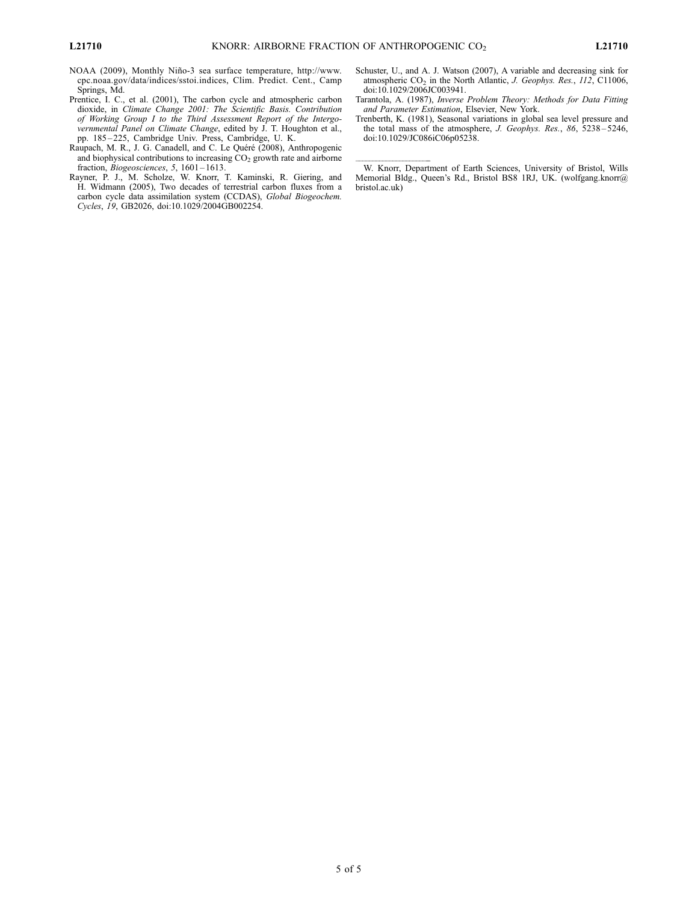NOAA (2009), Monthly Niño-3 sea surface temperature, http://www.cpc.noaa.gov/data/indices/sstoi.indices, Clim. Predict. Cent., Camp Springs, Md.

Prentice, I. C., et al. (2001), The carbon cycle and atmospheric carbon dioxide, in *Climate Change 2001: The Scientific Basis. Contribution of Working Group I to the Third Assessment Report of the Intergovernmental Panel on Climate Change*, edited by J. T. Houghton et al., pp. 185–225, Cambridge Univ. Press, Cambridge, U. K.

Raupach, M. R., J. G. Canadell, and C. Le Quéré (2008), Anthropogenic and biophysical contributions to increasing $CO_2$ growth rate and airborne fraction, *Biogeosciences*, *5*, 1601–1613.

Rayner, P. J., M. Scholze, W. Knorr, T. Kaminski, R. Giering, and H. Widmann (2005), Two decades of terrestrial carbon fluxes from a carbon cycle data assimilation system (CCDAS), *Global Biogeochem. Cycles*, *19*, GB2026, doi:10.1029/2004GB002254.

Schuster, U., and A. J. Watson (2007), A variable and decreasing sink for atmospheric $CO_2$ in the North Atlantic, *J. Geophys. Res.*, *112*, C11006, doi:10.1029/2006JC003941.

Tarantola, A. (1987), *Inverse Problem Theory: Methods for Data Fitting and Parameter Estimation*, Elsevier, New York.

Trenberth, K. (1981), Seasonal variations in global sea level pressure and the total mass of the atmosphere, *J. Geophys. Res.*, *86*, 5238–5246, doi:10.1029/JC086iC06p05238.

---

W. Knorr, Department of Earth Sciences, University of Bristol, Wills Memorial Bldg., Queen's Rd., Bristol BS8 1RJ, UK. (wolfgang.knorr@bristol.ac.uk)